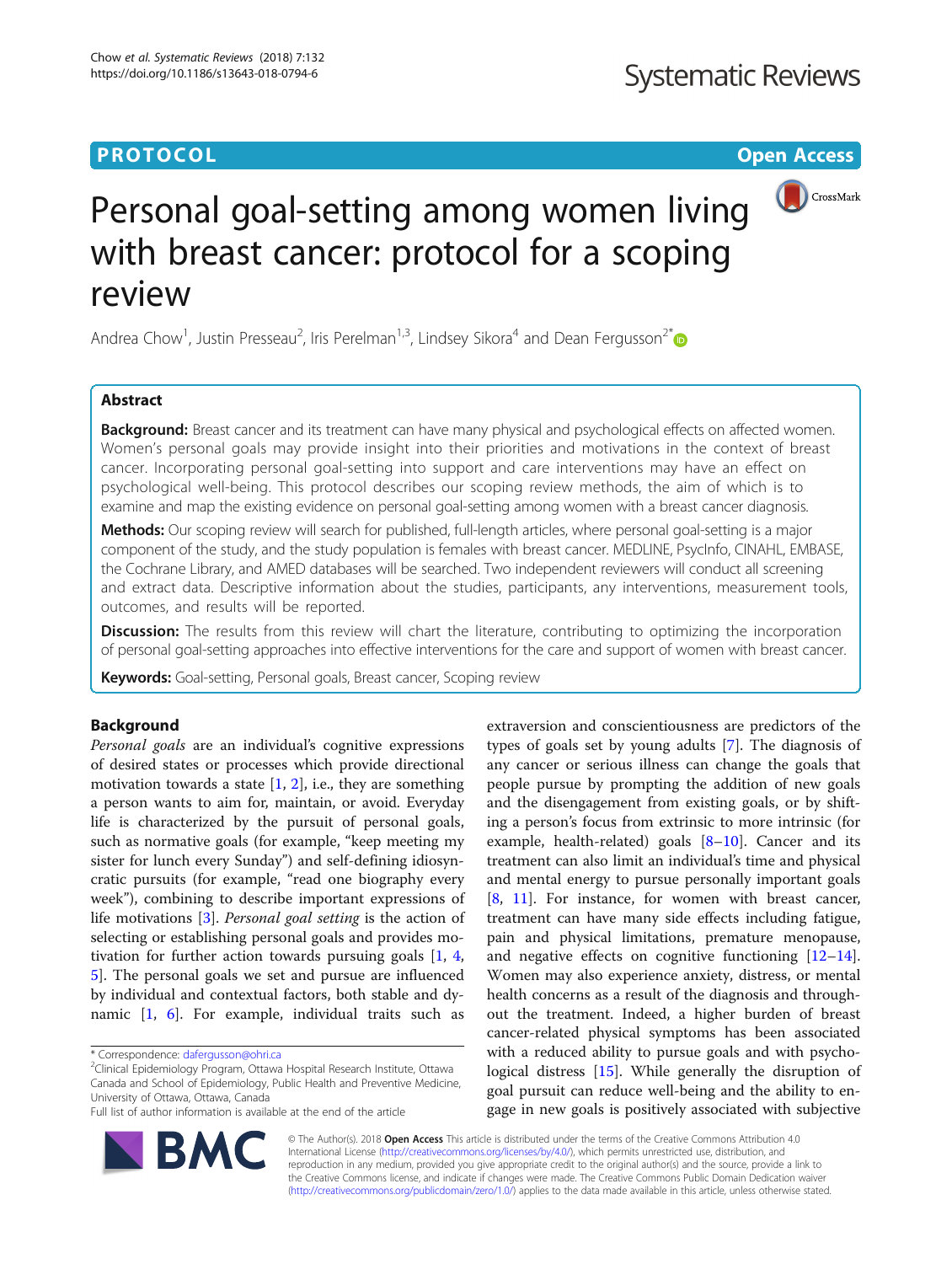PROTOCOL

Open Access

# Personal goal-setting among women living with breast cancer: protocol for a scoping review

Andrea Chow[1], Justin Presseau[2], Iris Perelman[1,3], Lindsey Sikora[4] and Dean Fergusson[2*]

## Abstract

**Background:** Breast cancer and its treatment can have many physical and psychological effects on affected women. Women's personal goals may provide insight into their priorities and motivations in the context of breast cancer. Incorporating personal goal-setting into support and care interventions may have an effect on psychological well-being. This protocol describes our scoping review methods, the aim of which is to examine and map the existing evidence on personal goal-setting among women with a breast cancer diagnosis.

**Methods:** Our scoping review will search for published, full-length articles, where personal goal-setting is a major component of the study, and the study population is females with breast cancer. MEDLINE, PsycInfo, CINAHL, EMBASE, the Cochrane Library, and AMED databases will be searched. Two independent reviewers will conduct all screening and extract data. Descriptive information about the studies, participants, any interventions, measurement tools, outcomes, and results will be reported.

**Discussion:** The results from this review will chart the literature, contributing to optimizing the incorporation of personal goal-setting approaches into effective interventions for the care and support of women with breast cancer.

**Keywords:** Goal-setting, Personal goals, Breast cancer, Scoping review

## Background

*Personal goals* are an individual's cognitive expressions of desired states or processes which provide directional motivation towards a state [1, 2], i.e., they are something a person wants to aim for, maintain, or avoid. Everyday life is characterized by the pursuit of personal goals, such as normative goals (for example, "keep meeting my sister for lunch every Sunday") and self-defining idiosyncratic pursuits (for example, "read one biography every week"), combining to describe important expressions of life motivations [3]. *Personal goal setting* is the action of selecting or establishing personal goals and provides motivation for further action towards pursuing goals [1, 4, 5]. The personal goals we set and pursue are influenced by individual and contextual factors, both stable and dynamic [1, 6]. For example, individual traits such as extraversion and conscientiousness are predictors of the types of goals set by young adults [7]. The diagnosis of any cancer or serious illness can change the goals that people pursue by prompting the addition of new goals and the disengagement from existing goals, or by shifting a person's focus from extrinsic to more intrinsic (for example, health-related) goals [8–10]. Cancer and its treatment can also limit an individual's time and physical and mental energy to pursue personally important goals [8, 11]. For instance, for women with breast cancer, treatment can have many side effects including fatigue, pain and physical limitations, premature menopause, and negative effects on cognitive functioning [12–14]. Women may also experience anxiety, distress, or mental health concerns as a result of the diagnosis and throughout the treatment. Indeed, a higher burden of breast cancer-related physical symptoms has been associated with a reduced ability to pursue goals and with psychological distress [15]. While generally the disruption of goal pursuit can reduce well-being and the ability to engage in new goals is positively associated with subjective

\* Correspondence: dafergusson@ohri.ca
[2]Clinical Epidemiology Program, Ottawa Hospital Research Institute, Ottawa Canada and School of Epidemiology, Public Health and Preventive Medicine, University of Ottawa, Ottawa, Canada
Full list of author information is available at the end of the article

© The Author(s). 2018 **Open Access** This article is distributed under the terms of the Creative Commons Attribution 4.0 International License (http://creativecommons.org/licenses/by/4.0/), which permits unrestricted use, distribution, and reproduction in any medium, provided you give appropriate credit to the original author(s) and the source, provide a link to the Creative Commons license, and indicate if changes were made. The Creative Commons Public Domain Dedication waiver (http://creativecommons.org/publicdomain/zero/1.0/) applies to the data made available in this article, unless otherwise stated.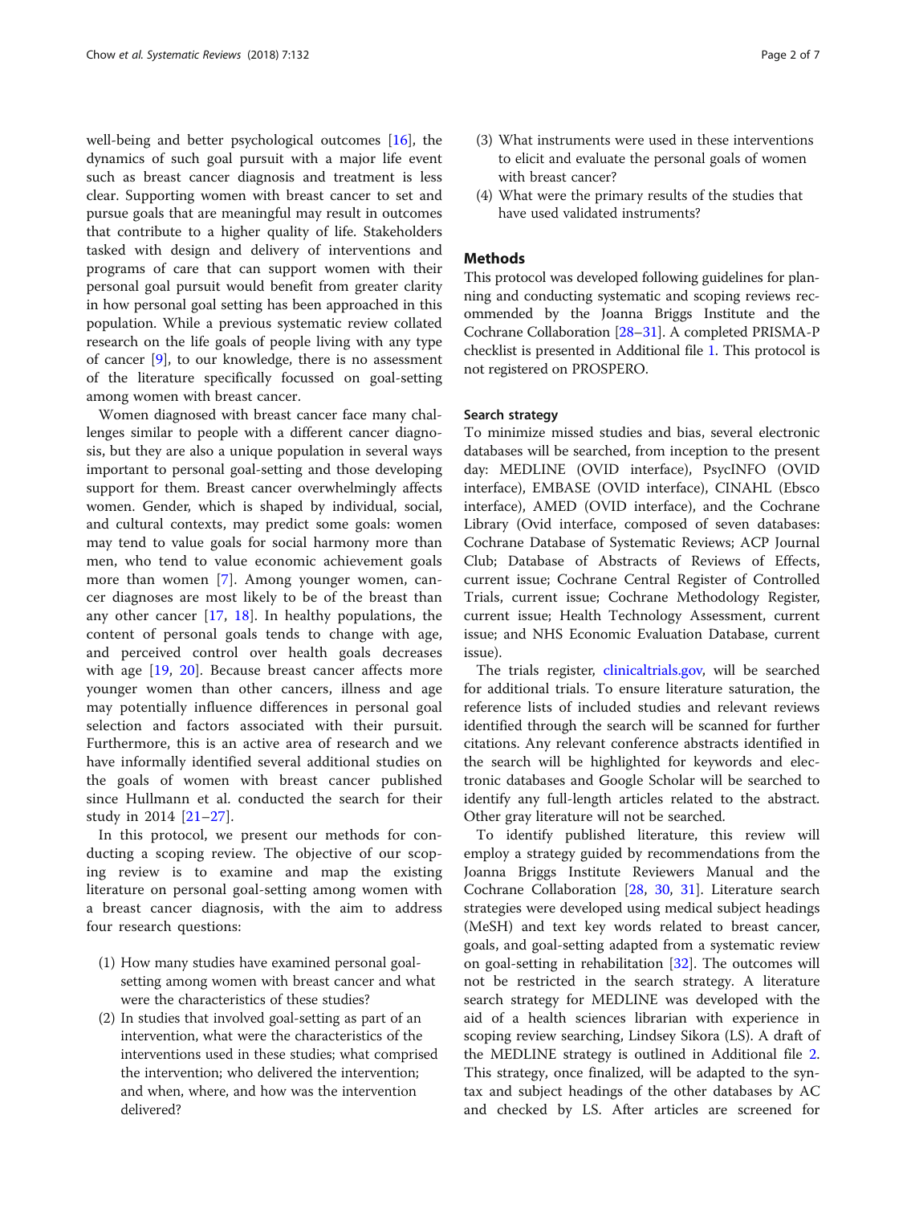well-being and better psychological outcomes [16], the dynamics of such goal pursuit with a major life event such as breast cancer diagnosis and treatment is less clear. Supporting women with breast cancer to set and pursue goals that are meaningful may result in outcomes that contribute to a higher quality of life. Stakeholders tasked with design and delivery of interventions and programs of care that can support women with their personal goal pursuit would benefit from greater clarity in how personal goal setting has been approached in this population. While a previous systematic review collated research on the life goals of people living with any type of cancer [9], to our knowledge, there is no assessment of the literature specifically focussed on goal-setting among women with breast cancer.

Women diagnosed with breast cancer face many challenges similar to people with a different cancer diagnosis, but they are also a unique population in several ways important to personal goal-setting and those developing support for them. Breast cancer overwhelmingly affects women. Gender, which is shaped by individual, social, and cultural contexts, may predict some goals: women may tend to value goals for social harmony more than men, who tend to value economic achievement goals more than women [7]. Among younger women, cancer diagnoses are most likely to be of the breast than any other cancer [17, 18]. In healthy populations, the content of personal goals tends to change with age, and perceived control over health goals decreases with age [19, 20]. Because breast cancer affects more younger women than other cancers, illness and age may potentially influence differences in personal goal selection and factors associated with their pursuit. Furthermore, this is an active area of research and we have informally identified several additional studies on the goals of women with breast cancer published since Hullmann et al. conducted the search for their study in 2014 [21–27].

In this protocol, we present our methods for conducting a scoping review. The objective of our scoping review is to examine and map the existing literature on personal goal-setting among women with a breast cancer diagnosis, with the aim to address four research questions:

(1) How many studies have examined personal goal-setting among women with breast cancer and what were the characteristics of these studies?
(2) In studies that involved goal-setting as part of an intervention, what were the characteristics of the interventions used in these studies; what comprised the intervention; who delivered the intervention; and when, where, and how was the intervention delivered?
(3) What instruments were used in these interventions to elicit and evaluate the personal goals of women with breast cancer?
(4) What were the primary results of the studies that have used validated instruments?

## Methods

This protocol was developed following guidelines for planning and conducting systematic and scoping reviews recommended by the Joanna Briggs Institute and the Cochrane Collaboration [28–31]. A completed PRISMA-P checklist is presented in Additional file 1. This protocol is not registered on PROSPERO.

### Search strategy

To minimize missed studies and bias, several electronic databases will be searched, from inception to the present day: MEDLINE (OVID interface), PsycINFO (OVID interface), EMBASE (OVID interface), CINAHL (Ebsco interface), AMED (OVID interface), and the Cochrane Library (Ovid interface, composed of seven databases: Cochrane Database of Systematic Reviews; ACP Journal Club; Database of Abstracts of Reviews of Effects, current issue; Cochrane Central Register of Controlled Trials, current issue; Cochrane Methodology Register, current issue; Health Technology Assessment, current issue; and NHS Economic Evaluation Database, current issue).

The trials register, clinicaltrials.gov, will be searched for additional trials. To ensure literature saturation, the reference lists of included studies and relevant reviews identified through the search will be scanned for further citations. Any relevant conference abstracts identified in the search will be highlighted for keywords and electronic databases and Google Scholar will be searched to identify any full-length articles related to the abstract. Other gray literature will not be searched.

To identify published literature, this review will employ a strategy guided by recommendations from the Joanna Briggs Institute Reviewers Manual and the Cochrane Collaboration [28, 30, 31]. Literature search strategies were developed using medical subject headings (MeSH) and text key words related to breast cancer, goals, and goal-setting adapted from a systematic review on goal-setting in rehabilitation [32]. The outcomes will not be restricted in the search strategy. A literature search strategy for MEDLINE was developed with the aid of a health sciences librarian with experience in scoping review searching, Lindsey Sikora (LS). A draft of the MEDLINE strategy is outlined in Additional file 2. This strategy, once finalized, will be adapted to the syntax and subject headings of the other databases by AC and checked by LS. After articles are screened for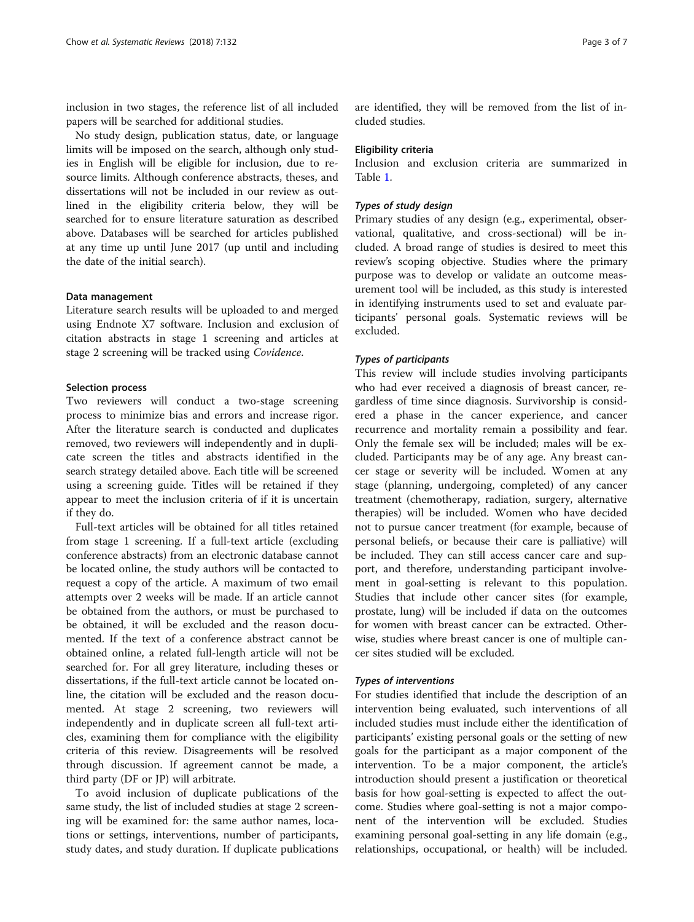inclusion in two stages, the reference list of all included papers will be searched for additional studies.

No study design, publication status, date, or language limits will be imposed on the search, although only studies in English will be eligible for inclusion, due to resource limits. Although conference abstracts, theses, and dissertations will not be included in our review as outlined in the eligibility criteria below, they will be searched for to ensure literature saturation as described above. Databases will be searched for articles published at any time up until June 2017 (up until and including the date of the initial search).

### Data management

Literature search results will be uploaded to and merged using Endnote X7 software. Inclusion and exclusion of citation abstracts in stage 1 screening and articles at stage 2 screening will be tracked using *Covidence*.

### Selection process

Two reviewers will conduct a two-stage screening process to minimize bias and errors and increase rigor. After the literature search is conducted and duplicates removed, two reviewers will independently and in duplicate screen the titles and abstracts identified in the search strategy detailed above. Each title will be screened using a screening guide. Titles will be retained if they appear to meet the inclusion criteria of if it is uncertain if they do.

Full-text articles will be obtained for all titles retained from stage 1 screening. If a full-text article (excluding conference abstracts) from an electronic database cannot be located online, the study authors will be contacted to request a copy of the article. A maximum of two email attempts over 2 weeks will be made. If an article cannot be obtained from the authors, or must be purchased to be obtained, it will be excluded and the reason documented. If the text of a conference abstract cannot be obtained online, a related full-length article will not be searched for. For all grey literature, including theses or dissertations, if the full-text article cannot be located online, the citation will be excluded and the reason documented. At stage 2 screening, two reviewers will independently and in duplicate screen all full-text articles, examining them for compliance with the eligibility criteria of this review. Disagreements will be resolved through discussion. If agreement cannot be made, a third party (DF or JP) will arbitrate.

To avoid inclusion of duplicate publications of the same study, the list of included studies at stage 2 screening will be examined for: the same author names, locations or settings, interventions, number of participants, study dates, and study duration. If duplicate publications are identified, they will be removed from the list of included studies.

### Eligibility criteria

Inclusion and exclusion criteria are summarized in Table 1.

#### *Types of study design*

Primary studies of any design (e.g., experimental, observational, qualitative, and cross-sectional) will be included. A broad range of studies is desired to meet this review's scoping objective. Studies where the primary purpose was to develop or validate an outcome measurement tool will be included, as this study is interested in identifying instruments used to set and evaluate participants' personal goals. Systematic reviews will be excluded.

#### *Types of participants*

This review will include studies involving participants who had ever received a diagnosis of breast cancer, regardless of time since diagnosis. Survivorship is considered a phase in the cancer experience, and cancer recurrence and mortality remain a possibility and fear. Only the female sex will be included; males will be excluded. Participants may be of any age. Any breast cancer stage or severity will be included. Women at any stage (planning, undergoing, completed) of any cancer treatment (chemotherapy, radiation, surgery, alternative therapies) will be included. Women who have decided not to pursue cancer treatment (for example, because of personal beliefs, or because their care is palliative) will be included. They can still access cancer care and support, and therefore, understanding participant involvement in goal-setting is relevant to this population. Studies that include other cancer sites (for example, prostate, lung) will be included if data on the outcomes for women with breast cancer can be extracted. Otherwise, studies where breast cancer is one of multiple cancer sites studied will be excluded.

#### *Types of interventions*

For studies identified that include the description of an intervention being evaluated, such interventions of all included studies must include either the identification of participants' existing personal goals or the setting of new goals for the participant as a major component of the intervention. To be a major component, the article's introduction should present a justification or theoretical basis for how goal-setting is expected to affect the outcome. Studies where goal-setting is not a major component of the intervention will be excluded. Studies examining personal goal-setting in any life domain (e.g., relationships, occupational, or health) will be included.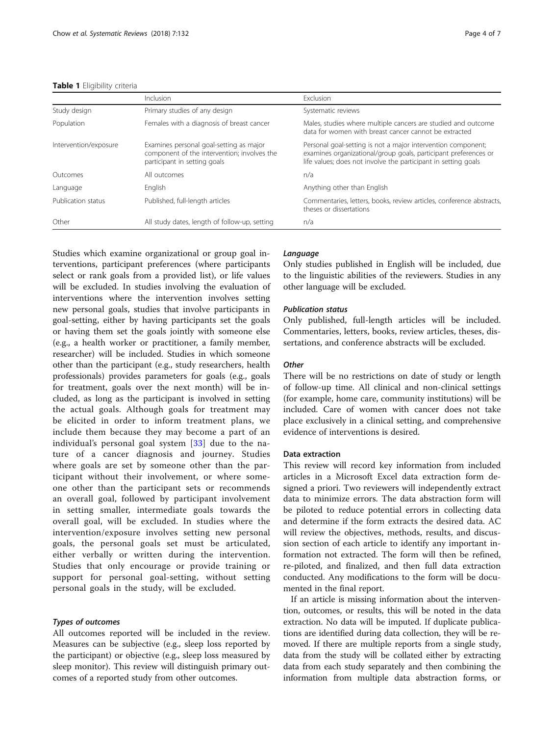**Table 1** Eligibility criteria

| | Inclusion | Exclusion |
|---|---|---|
| Study design | Primary studies of any design | Systematic reviews |
| Population | Females with a diagnosis of breast cancer | Males, studies where multiple cancers are studied and outcome data for women with breast cancer cannot be extracted |
| Intervention/exposure | Examines personal goal-setting as major component of the intervention; involves the participant in setting goals | Personal goal-setting is not a major intervention component; examines organizational/group goals, participant preferences or life values; does not involve the participant in setting goals |
| Outcomes | All outcomes | n/a |
| Language | English | Anything other than English |
| Publication status | Published, full-length articles | Commentaries, letters, books, review articles, conference abstracts, theses or dissertations |
| Other | All study dates, length of follow-up, setting | n/a |

Studies which examine organizational or group goal interventions, participant preferences (where participants select or rank goals from a provided list), or life values will be excluded. In studies involving the evaluation of interventions where the intervention involves setting new personal goals, studies that involve participants in goal-setting, either by having participants set the goals or having them set the goals jointly with someone else (e.g., a health worker or practitioner, a family member, researcher) will be included. Studies in which someone other than the participant (e.g., study researchers, health professionals) provides parameters for goals (e.g., goals for treatment, goals over the next month) will be included, as long as the participant is involved in setting the actual goals. Although goals for treatment may be elicited in order to inform treatment plans, we include them because they may become a part of an individual's personal goal system [33] due to the nature of a cancer diagnosis and journey. Studies where goals are set by someone other than the participant without their involvement, or where someone other than the participant sets or recommends an overall goal, followed by participant involvement in setting smaller, intermediate goals towards the overall goal, will be excluded. In studies where the intervention/exposure involves setting new personal goals, the personal goals set must be articulated, either verbally or written during the intervention. Studies that only encourage or provide training or support for personal goal-setting, without setting personal goals in the study, will be excluded.

#### *Types of outcomes*

All outcomes reported will be included in the review. Measures can be subjective (e.g., sleep loss reported by the participant) or objective (e.g., sleep loss measured by sleep monitor). This review will distinguish primary outcomes of a reported study from other outcomes.

#### *Language*

Only studies published in English will be included, due to the linguistic abilities of the reviewers. Studies in any other language will be excluded.

#### *Publication status*

Only published, full-length articles will be included. Commentaries, letters, books, review articles, theses, dissertations, and conference abstracts will be excluded.

#### *Other*

There will be no restrictions on date of study or length of follow-up time. All clinical and non-clinical settings (for example, home care, community institutions) will be included. Care of women with cancer does not take place exclusively in a clinical setting, and comprehensive evidence of interventions is desired.

### Data extraction

This review will record key information from included articles in a Microsoft Excel data extraction form designed a priori. Two reviewers will independently extract data to minimize errors. The data abstraction form will be piloted to reduce potential errors in collecting data and determine if the form extracts the desired data. AC will review the objectives, methods, results, and discussion section of each article to identify any important information not extracted. The form will then be refined, re-piloted, and finalized, and then full data extraction conducted. Any modifications to the form will be documented in the final report.

If an article is missing information about the intervention, outcomes, or results, this will be noted in the data extraction. No data will be imputed. If duplicate publications are identified during data collection, they will be removed. If there are multiple reports from a single study, data from the study will be collated either by extracting data from each study separately and then combining the information from multiple data abstraction forms, or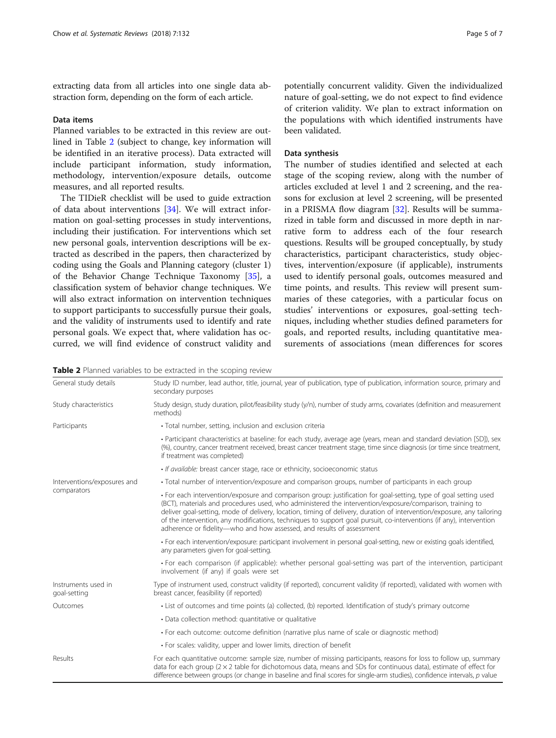extracting data from all articles into one single data abstraction form, depending on the form of each article.

### Data items

Planned variables to be extracted in this review are outlined in Table 2 (subject to change, key information will be identified in an iterative process). Data extracted will include participant information, study information, methodology, intervention/exposure details, outcome measures, and all reported results.

The TIDieR checklist will be used to guide extraction of data about interventions [34]. We will extract information on goal-setting processes in study interventions, including their justification. For interventions which set new personal goals, intervention descriptions will be extracted as described in the papers, then characterized by coding using the Goals and Planning category (cluster 1) of the Behavior Change Technique Taxonomy [35], a classification system of behavior change techniques. We will also extract information on intervention techniques to support participants to successfully pursue their goals, and the validity of instruments used to identify and rate personal goals. We expect that, where validation has occurred, we will find evidence of construct validity and potentially concurrent validity. Given the individualized nature of goal-setting, we do not expect to find evidence of criterion validity. We plan to extract information on the populations with which identified instruments have been validated.

### Data synthesis

The number of studies identified and selected at each stage of the scoping review, along with the number of articles excluded at level 1 and 2 screening, and the reasons for exclusion at level 2 screening, will be presented in a PRISMA flow diagram [32]. Results will be summarized in table form and discussed in more depth in narrative form to address each of the four research questions. Results will be grouped conceptually, by study characteristics, participant characteristics, study objectives, intervention/exposure (if applicable), instruments used to identify personal goals, outcomes measured and time points, and results. This review will present summaries of these categories, with a particular focus on studies' interventions or exposures, goal-setting techniques, including whether studies defined parameters for goals, and reported results, including quantitative measurements of associations (mean differences for scores

**Table 2** Planned variables to be extracted in the scoping review

| | |
|---|---|
| General study details | Study ID number, lead author, title, journal, year of publication, type of publication, information source, primary and secondary purposes |
| Study characteristics | Study design, study duration, pilot/feasibility study (y/n), number of study arms, covariates (definition and measurement methods) |
| Participants | • Total number, setting, inclusion and exclusion criteria |
| | • Participant characteristics at baseline: for each study, average age (years, mean and standard deviation [SD]), sex (%), country, cancer treatment received, breast cancer treatment stage, time since diagnosis (or time since treatment, if treatment was completed) |
| | • *If available:* breast cancer stage, race or ethnicity, socioeconomic status |
| Interventions/exposures and comparators | • Total number of intervention/exposure and comparison groups, number of participants in each group |
| | • For each intervention/exposure and comparison group: justification for goal-setting, type of goal setting used (BCT), materials and procedures used, who administered the intervention/exposure/comparison, training to deliver goal-setting, mode of delivery, location, timing of delivery, duration of intervention/exposure, any tailoring of the intervention, any modifications, techniques to support goal pursuit, co-interventions (if any), intervention adherence or fidelity—who and how assessed, and results of assessment |
| | • For each intervention/exposure: participant involvement in personal goal-setting, new or existing goals identified, any parameters given for goal-setting. |
| | • For each comparison (if applicable): whether personal goal-setting was part of the intervention, participant involvement (if any) if goals were set |
| Instruments used in goal-setting | Type of instrument used, construct validity (if reported), concurrent validity (if reported), validated with women with breast cancer, feasibility (if reported) |
| Outcomes | • List of outcomes and time points (a) collected, (b) reported. Identification of study's primary outcome |
| | • Data collection method: quantitative or qualitative |
| | • For each outcome: outcome definition (narrative plus name of scale or diagnostic method) |
| | • For scales: validity, upper and lower limits, direction of benefit |
| Results | For each quantitative outcome: sample size, number of missing participants, reasons for loss to follow up, summary data for each group ($2 \times 2$ table for dichotomous data, means and SDs for continuous data), estimate of effect for difference between groups (or change in baseline and final scores for single-arm studies), confidence intervals, *p* value |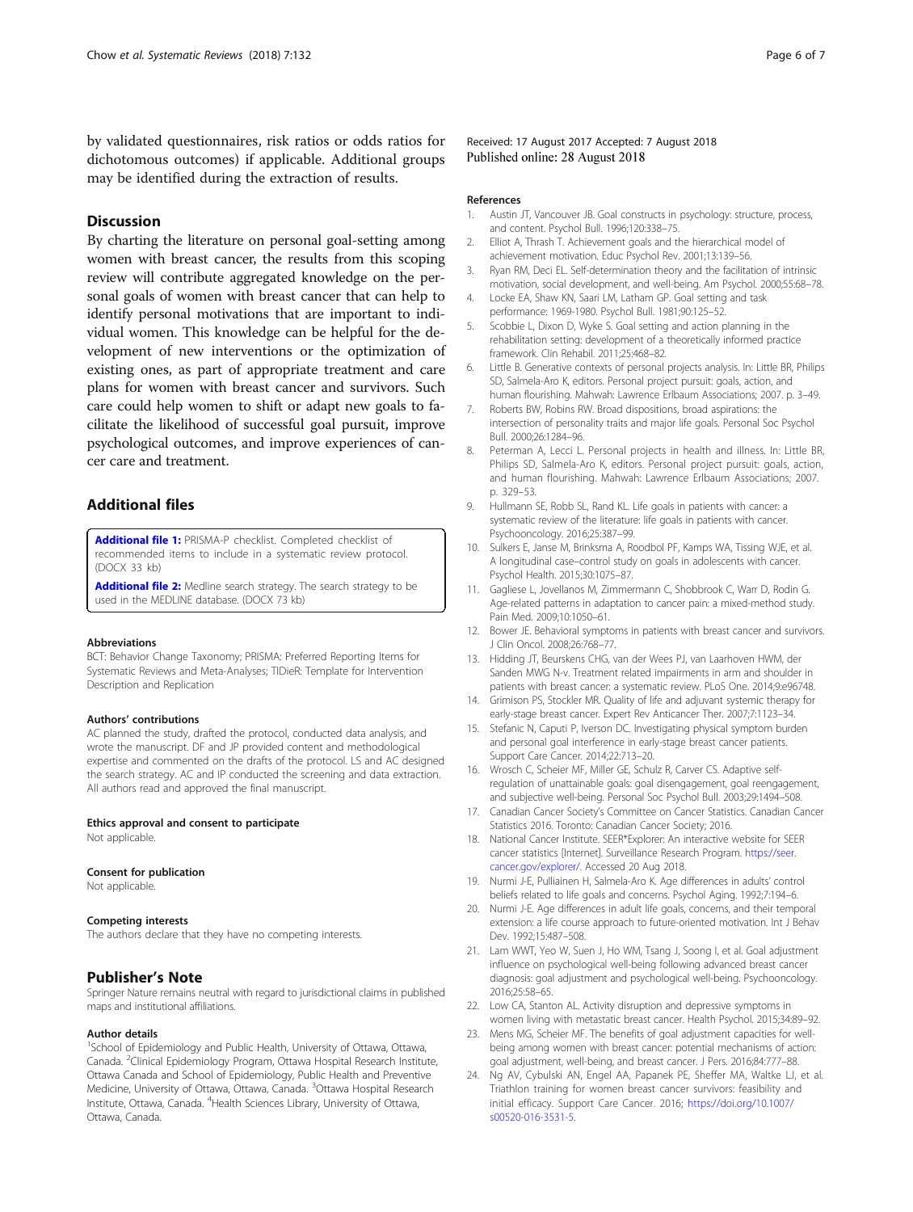by validated questionnaires, risk ratios or odds ratios for dichotomous outcomes) if applicable. Additional groups may be identified during the extraction of results.

## Discussion

By charting the literature on personal goal-setting among women with breast cancer, the results from this scoping review will contribute aggregated knowledge on the personal goals of women with breast cancer that can help to identify personal motivations that are important to individual women. This knowledge can be helpful for the development of new interventions or the optimization of existing ones, as part of appropriate treatment and care plans for women with breast cancer and survivors. Such care could help women to shift or adapt new goals to facilitate the likelihood of successful goal pursuit, improve psychological outcomes, and improve experiences of cancer care and treatment.

## Additional files

**Additional file 1:** PRISMA-P checklist. Completed checklist of recommended items to include in a systematic review protocol. (DOCX 33 kb)

**Additional file 2:** Medline search strategy. The search strategy to be used in the MEDLINE database. (DOCX 73 kb)

#### Abbreviations

BCT: Behavior Change Taxonomy; PRISMA: Preferred Reporting Items for Systematic Reviews and Meta-Analyses; TIDieR: Template for Intervention Description and Replication

#### Authors' contributions

AC planned the study, drafted the protocol, conducted data analysis, and wrote the manuscript. DF and JP provided content and methodological expertise and commented on the drafts of the protocol. LS and AC designed the search strategy. AC and IP conducted the screening and data extraction. All authors read and approved the final manuscript.

#### Ethics approval and consent to participate

Not applicable.

#### Consent for publication

Not applicable.

#### Competing interests

The authors declare that they have no competing interests.

## Publisher's Note

Springer Nature remains neutral with regard to jurisdictional claims in published maps and institutional affiliations.

#### Author details

[1]School of Epidemiology and Public Health, University of Ottawa, Ottawa, Canada. [2]Clinical Epidemiology Program, Ottawa Hospital Research Institute, Ottawa Canada and School of Epidemiology, Public Health and Preventive Medicine, University of Ottawa, Ottawa, Canada. [3]Ottawa Hospital Research Institute, Ottawa, Canada. [4]Health Sciences Library, University of Ottawa, Ottawa, Canada.

Received: 17 August 2017 Accepted: 7 August 2018
Published online: 28 August 2018

#### References

1. Austin JT, Vancouver JB. Goal constructs in psychology: structure, process, and content. Psychol Bull. 1996;120:338–75.
2. Elliot A, Thrash T. Achievement goals and the hierarchical model of achievement motivation. Educ Psychol Rev. 2001;13:139–56.
3. Ryan RM, Deci EL. Self-determination theory and the facilitation of intrinsic motivation, social development, and well-being. Am Psychol. 2000;55:68–78.
4. Locke EA, Shaw KN, Saari LM, Latham GP. Goal setting and task performance: 1969-1980. Psychol Bull. 1981;90:125–52.
5. Scobbie L, Dixon D, Wyke S. Goal setting and action planning in the rehabilitation setting: development of a theoretically informed practice framework. Clin Rehabil. 2011;25:468–82.
6. Little B. Generative contexts of personal projects analysis. In: Little BR, Philips SD, Salmela-Aro K, editors. Personal project pursuit: goals, action, and human flourishing. Mahwah: Lawrence Erlbaum Associations; 2007. p. 3–49.
7. Roberts BW, Robins RW. Broad dispositions, broad aspirations: the intersection of personality traits and major life goals. Personal Soc Psychol Bull. 2000;26:1284–96.
8. Peterman A, Lecci L. Personal projects in health and illness. In: Little BR, Philips SD, Salmela-Aro K, editors. Personal project pursuit: goals, action, and human flourishing. Mahwah: Lawrence Erlbaum Associations; 2007. p. 329–53.
9. Hullmann SE, Robb SL, Rand KL. Life goals in patients with cancer: a systematic review of the literature: life goals in patients with cancer. Psychooncology. 2016;25:387–99.
10. Sulkers E, Janse M, Brinksma A, Roodbol PF, Kamps WA, Tissing WJE, et al. A longitudinal case–control study on goals in adolescents with cancer. Psychol Health. 2015;30:1075–87.
11. Gagliese L, Jovellanos M, Zimmermann C, Shobbrook C, Warr D, Rodin G. Age-related patterns in adaptation to cancer pain: a mixed-method study. Pain Med. 2009;10:1050–61.
12. Bower JE. Behavioral symptoms in patients with breast cancer and survivors. J Clin Oncol. 2008;26:768–77.
13. Hidding JT, Beurskens CHG, van der Wees PJ, van Laarhoven HWM, der Sanden MWG N-v. Treatment related impairments in arm and shoulder in patients with breast cancer: a systematic review. PLoS One. 2014;9:e96748.
14. Grimison PS, Stockler MR. Quality of life and adjuvant systemic therapy for early-stage breast cancer. Expert Rev Anticancer Ther. 2007;7:1123–34.
15. Stefanic N, Caputi P, Iverson DC. Investigating physical symptom burden and personal goal interference in early-stage breast cancer patients. Support Care Cancer. 2014;22:713–20.
16. Wrosch C, Scheier MF, Miller GE, Schulz R, Carver CS. Adaptive self-regulation of unattainable goals: goal disengagement, goal reengagement, and subjective well-being. Personal Soc Psychol Bull. 2003;29:1494–508.
17. Canadian Cancer Society's Committee on Cancer Statistics. Canadian Cancer Statistics 2016. Toronto: Canadian Cancer Society; 2016.
18. National Cancer Institute. SEER*Explorer: An interactive website for SEER cancer statistics [Internet]. Surveillance Research Program. https://seer.cancer.gov/explorer/. Accessed 20 Aug 2018.
19. Nurmi J-E, Pulliainen H, Salmela-Aro K. Age differences in adults' control beliefs related to life goals and concerns. Psychol Aging. 1992;7:194–6.
20. Nurmi J-E. Age differences in adult life goals, concerns, and their temporal extension: a life course approach to future-oriented motivation. Int J Behav Dev. 1992;15:487–508.
21. Lam WWT, Yeo W, Suen J, Ho WM, Tsang J, Soong I, et al. Goal adjustment influence on psychological well-being following advanced breast cancer diagnosis: goal adjustment and psychological well-being. Psychooncology. 2016;25:58–65.
22. Low CA, Stanton AL. Activity disruption and depressive symptoms in women living with metastatic breast cancer. Health Psychol. 2015;34:89–92.
23. Mens MG, Scheier MF. The benefits of goal adjustment capacities for well-being among women with breast cancer: potential mechanisms of action: goal adjustment, well-being, and breast cancer. J Pers. 2016;84:777–88.
24. Ng AV, Cybulski AN, Engel AA, Papanek PE, Sheffer MA, Waltke LJ, et al. Triathlon training for women breast cancer survivors: feasibility and initial efficacy. Support Care Cancer. 2016; https://doi.org/10.1007/s00520-016-3531-5.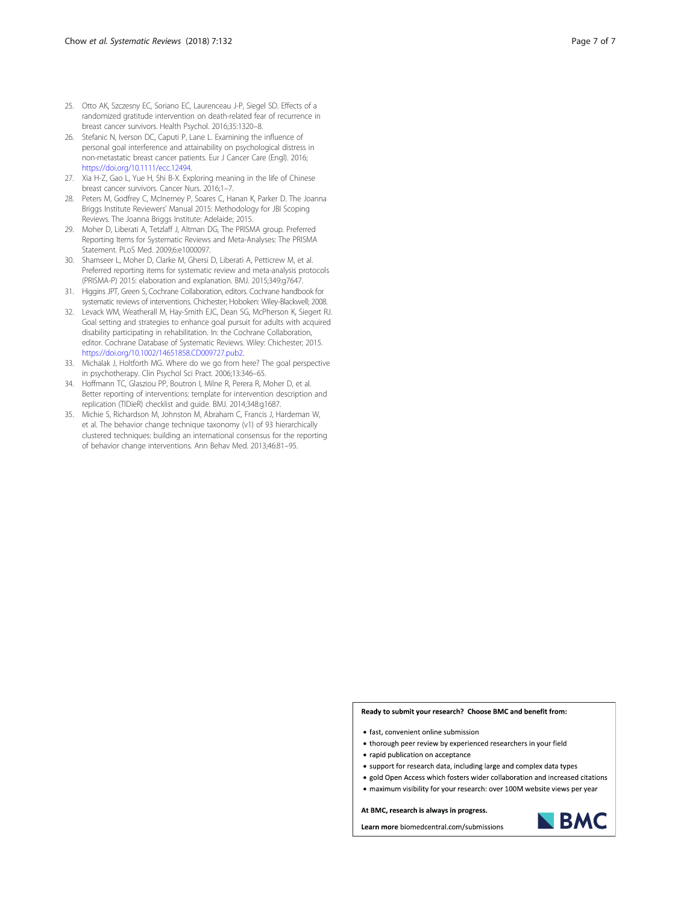25. Otto AK, Szczesny EC, Soriano EC, Laurenceau J-P, Siegel SD. Effects of a randomized gratitude intervention on death-related fear of recurrence in breast cancer survivors. Health Psychol. 2016;35:1320–8.
26. Stefanic N, Iverson DC, Caputi P, Lane L. Examining the influence of personal goal interference and attainability on psychological distress in non-metastatic breast cancer patients. Eur J Cancer Care (Engl). 2016; https://doi.org/10.1111/ecc.12494.
27. Xia H-Z, Gao L, Yue H, Shi B-X. Exploring meaning in the life of Chinese breast cancer survivors. Cancer Nurs. 2016;1–7.
28. Peters M, Godfrey C, McInerney P, Soares C, Hanan K, Parker D. The Joanna Briggs Institute Reviewers' Manual 2015: Methodology for JBI Scoping Reviews. The Joanna Briggs Institute: Adelaide; 2015.
29. Moher D, Liberati A, Tetzlaff J, Altman DG, The PRISMA group. Preferred Reporting Items for Systematic Reviews and Meta-Analyses: The PRISMA Statement. PLoS Med. 2009;6:e1000097.
30. Shamseer L, Moher D, Clarke M, Ghersi D, Liberati A, Petticrew M, et al. Preferred reporting items for systematic review and meta-analysis protocols (PRISMA-P) 2015: elaboration and explanation. BMJ. 2015;349:g7647.
31. Higgins JPT, Green S, Cochrane Collaboration, editors. Cochrane handbook for systematic reviews of interventions. Chichester; Hoboken: Wiley-Blackwell; 2008.
32. Levack WM, Weatherall M, Hay-Smith EJC, Dean SG, McPherson K, Siegert RJ. Goal setting and strategies to enhance goal pursuit for adults with acquired disability participating in rehabilitation. In: the Cochrane Collaboration, editor. Cochrane Database of Systematic Reviews. Wiley: Chichester; 2015. https://doi.org/10.1002/14651858.CD009727.pub2.
33. Michalak J, Holtforth MG. Where do we go from here? The goal perspective in psychotherapy. Clin Psychol Sci Pract. 2006;13:346–65.
34. Hoffmann TC, Glasziou PP, Boutron I, Milne R, Perera R, Moher D, et al. Better reporting of interventions: template for intervention description and replication (TIDieR) checklist and guide. BMJ. 2014;348:g1687.
35. Michie S, Richardson M, Johnston M, Abraham C, Francis J, Hardeman W, et al. The behavior change technique taxonomy (v1) of 93 hierarchically clustered techniques: building an international consensus for the reporting of behavior change interventions. Ann Behav Med. 2013;46:81–95.

**Ready to submit your research? Choose BMC and benefit from:**

- fast, convenient online submission
- thorough peer review by experienced researchers in your field
- rapid publication on acceptance
- support for research data, including large and complex data types
- gold Open Access which fosters wider collaboration and increased citations
- maximum visibility for your research: over 100M website views per year

**At BMC, research is always in progress.**

**Learn more** biomedcentral.com/submissions

BMC